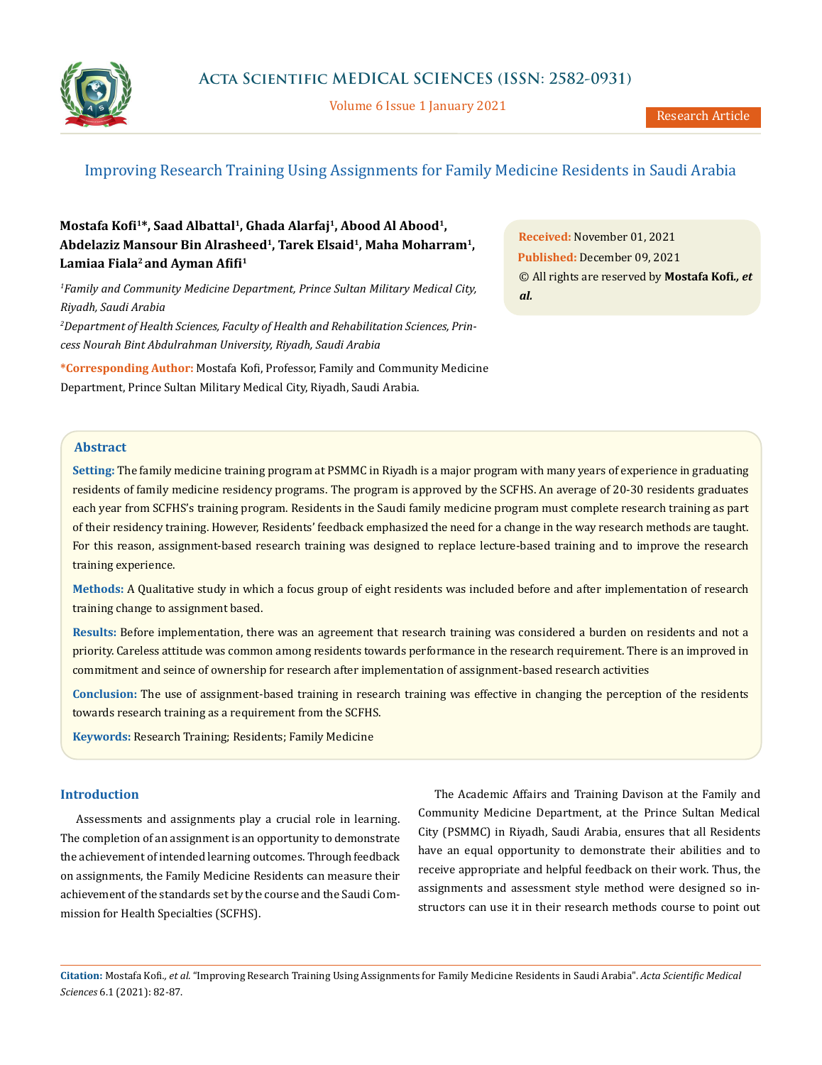# Improving Research Training Using Assignments for Family Medicine Residents in Saudi Arabia

**Mostafa Kofi[1]*, Saad Albattal[1], Ghada Alarfaj[1], Abood Al Abood[1], Abdelaziz Mansour Bin Alrasheed[1], Tarek Elsaid[1], Maha Moharram[1], Lamiaa Fiala[2] and Ayman Afifi[1]**

*[1]Family and Community Medicine Department, Prince Sultan Military Medical City, Riyadh, Saudi Arabia*

*[2]Department of Health Sciences, Faculty of Health and Rehabilitation Sciences, Princess Nourah Bint Abdulrahman University, Riyadh, Saudi Arabia*

**\*Corresponding Author:** Mostafa Kofi, Professor, Family and Community Medicine Department, Prince Sultan Military Medical City, Riyadh, Saudi Arabia.

**Received:** November 01, 2021
**Published:** December 09, 2021
© All rights are reserved by **Mostafa Kofi.,** ***et al.***

## Abstract

**Setting:** The family medicine training program at PSMMC in Riyadh is a major program with many years of experience in graduating residents of family medicine residency programs. The program is approved by the SCFHS. An average of 20-30 residents graduates each year from SCFHS's training program. Residents in the Saudi family medicine program must complete research training as part of their residency training. However, Residents' feedback emphasized the need for a change in the way research methods are taught. For this reason, assignment-based research training was designed to replace lecture-based training and to improve the research training experience.

**Methods:** A Qualitative study in which a focus group of eight residents was included before and after implementation of research training change to assignment based.

**Results:** Before implementation, there was an agreement that research training was considered a burden on residents and not a priority. Careless attitude was common among residents towards performance in the research requirement. There is an improved in commitment and seince of ownership for research after implementation of assignment-based research activities

**Conclusion:** The use of assignment-based training in research training was effective in changing the perception of the residents towards research training as a requirement from the SCFHS.

**Keywords:** Research Training; Residents; Family Medicine

## Introduction

Assessments and assignments play a crucial role in learning. The completion of an assignment is an opportunity to demonstrate the achievement of intended learning outcomes. Through feedback on assignments, the Family Medicine Residents can measure their achievement of the standards set by the course and the Saudi Commission for Health Specialties (SCFHS).

The Academic Affairs and Training Davison at the Family and Community Medicine Department, at the Prince Sultan Medical City (PSMMC) in Riyadh, Saudi Arabia, ensures that all Residents have an equal opportunity to demonstrate their abilities and to receive appropriate and helpful feedback on their work. Thus, the assignments and assessment style method were designed so instructors can use it in their research methods course to point out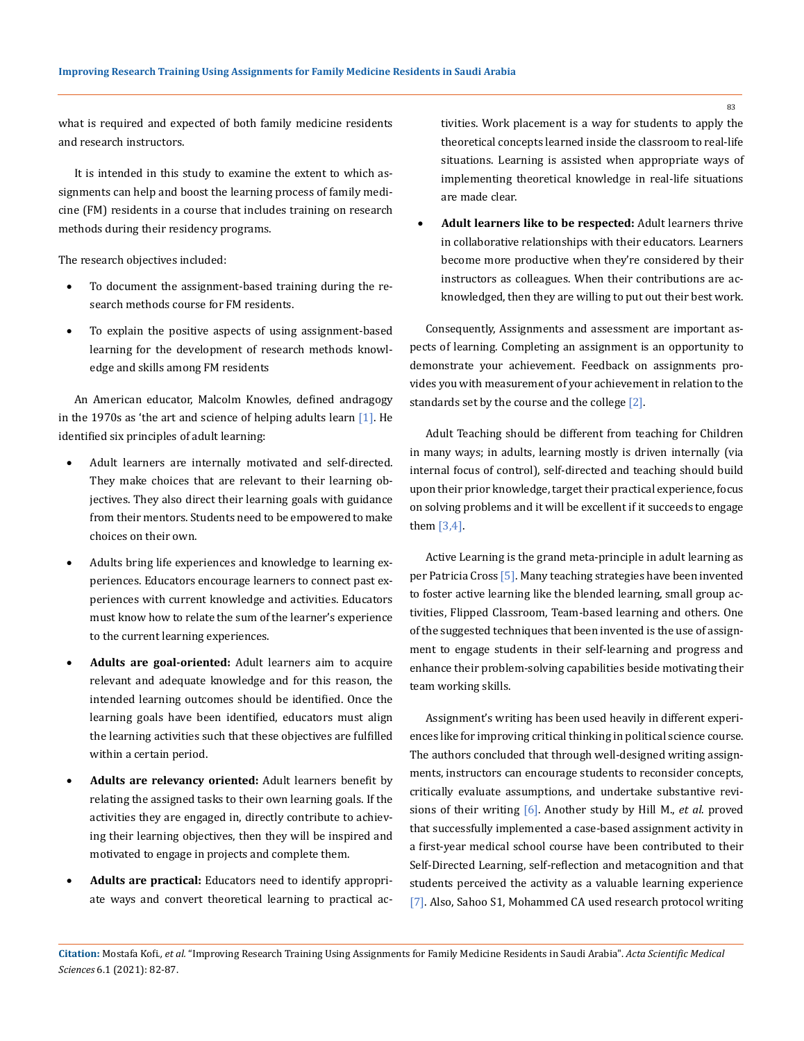what is required and expected of both family medicine residents and research instructors.

It is intended in this study to examine the extent to which assignments can help and boost the learning process of family medicine (FM) residents in a course that includes training on research methods during their residency programs.

The research objectives included:

- To document the assignment-based training during the research methods course for FM residents.
- To explain the positive aspects of using assignment-based learning for the development of research methods knowledge and skills among FM residents

An American educator, Malcolm Knowles, defined andragogy in the 1970s as 'the art and science of helping adults learn [1]. He identified six principles of adult learning:

- Adult learners are internally motivated and self-directed. They make choices that are relevant to their learning objectives. They also direct their learning goals with guidance from their mentors. Students need to be empowered to make choices on their own.
- Adults bring life experiences and knowledge to learning experiences. Educators encourage learners to connect past experiences with current knowledge and activities. Educators must know how to relate the sum of the learner's experience to the current learning experiences.
- **Adults are goal-oriented:** Adult learners aim to acquire relevant and adequate knowledge and for this reason, the intended learning outcomes should be identified. Once the learning goals have been identified, educators must align the learning activities such that these objectives are fulfilled within a certain period.
- **Adults are relevancy oriented:** Adult learners benefit by relating the assigned tasks to their own learning goals. If the activities they are engaged in, directly contribute to achieving their learning objectives, then they will be inspired and motivated to engage in projects and complete them.
- **Adults are practical:** Educators need to identify appropriate ways and convert theoretical learning to practical activities. Work placement is a way for students to apply the theoretical concepts learned inside the classroom to real-life situations. Learning is assisted when appropriate ways of implementing theoretical knowledge in real-life situations are made clear.
- **Adult learners like to be respected:** Adult learners thrive in collaborative relationships with their educators. Learners become more productive when they're considered by their instructors as colleagues. When their contributions are acknowledged, then they are willing to put out their best work.

Consequently, Assignments and assessment are important aspects of learning. Completing an assignment is an opportunity to demonstrate your achievement. Feedback on assignments provides you with measurement of your achievement in relation to the standards set by the course and the college [2].

Adult Teaching should be different from teaching for Children in many ways; in adults, learning mostly is driven internally (via internal focus of control), self-directed and teaching should build upon their prior knowledge, target their practical experience, focus on solving problems and it will be excellent if it succeeds to engage them [3,4].

Active Learning is the grand meta-principle in adult learning as per Patricia Cross [5]. Many teaching strategies have been invented to foster active learning like the blended learning, small group activities, Flipped Classroom, Team-based learning and others. One of the suggested techniques that been invented is the use of assignment to engage students in their self-learning and progress and enhance their problem-solving capabilities beside motivating their team working skills.

Assignment's writing has been used heavily in different experiences like for improving critical thinking in political science course. The authors concluded that through well-designed writing assignments, instructors can encourage students to reconsider concepts, critically evaluate assumptions, and undertake substantive revisions of their writing [6]. Another study by Hill M., *et al.* proved that successfully implemented a case-based assignment activity in a first-year medical school course have been contributed to their Self-Directed Learning, self-reflection and metacognition and that students perceived the activity as a valuable learning experience [7]. Also, Sahoo S1, Mohammed CA used research protocol writing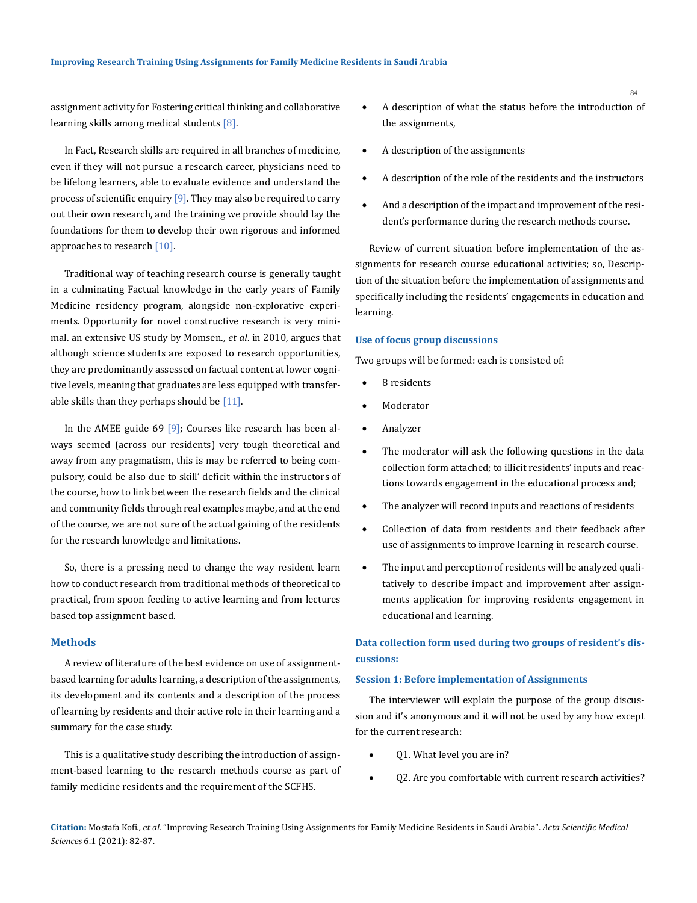assignment activity for Fostering critical thinking and collaborative learning skills among medical students [8].

In Fact, Research skills are required in all branches of medicine, even if they will not pursue a research career, physicians need to be lifelong learners, able to evaluate evidence and understand the process of scientific enquiry [9]. They may also be required to carry out their own research, and the training we provide should lay the foundations for them to develop their own rigorous and informed approaches to research [10].

Traditional way of teaching research course is generally taught in a culminating Factual knowledge in the early years of Family Medicine residency program, alongside non-explorative experiments. Opportunity for novel constructive research is very minimal. an extensive US study by Momsen., *et al*. in 2010, argues that although science students are exposed to research opportunities, they are predominantly assessed on factual content at lower cognitive levels, meaning that graduates are less equipped with transferable skills than they perhaps should be [11].

In the AMEE guide 69 [9]; Courses like research has been always seemed (across our residents) very tough theoretical and away from any pragmatism, this is may be referred to being compulsory, could be also due to skill' deficit within the instructors of the course, how to link between the research fields and the clinical and community fields through real examples maybe, and at the end of the course, we are not sure of the actual gaining of the residents for the research knowledge and limitations.

So, there is a pressing need to change the way resident learn how to conduct research from traditional methods of theoretical to practical, from spoon feeding to active learning and from lectures based top assignment based.

## Methods

A review of literature of the best evidence on use of assignment-based learning for adults learning, a description of the assignments, its development and its contents and a description of the process of learning by residents and their active role in their learning and a summary for the case study.

This is a qualitative study describing the introduction of assignment-based learning to the research methods course as part of family medicine residents and the requirement of the SCFHS.

- A description of what the status before the introduction of the assignments,
- A description of the assignments
- A description of the role of the residents and the instructors
- And a description of the impact and improvement of the resident's performance during the research methods course.

Review of current situation before implementation of the assignments for research course educational activities; so, Description of the situation before the implementation of assignments and specifically including the residents' engagements in education and learning.

### Use of focus group discussions

Two groups will be formed: each is consisted of:

- 8 residents
- Moderator
- Analyzer
- The moderator will ask the following questions in the data collection form attached; to illicit residents' inputs and reactions towards engagement in the educational process and;
- The analyzer will record inputs and reactions of residents
- Collection of data from residents and their feedback after use of assignments to improve learning in research course.
- The input and perception of residents will be analyzed qualitatively to describe impact and improvement after assignments application for improving residents engagement in educational and learning.

### Data collection form used during two groups of resident's discussions:

#### Session 1: Before implementation of Assignments

The interviewer will explain the purpose of the group discussion and it's anonymous and it will not be used by any how except for the current research:

- Q1. What level you are in?
- Q2. Are you comfortable with current research activities?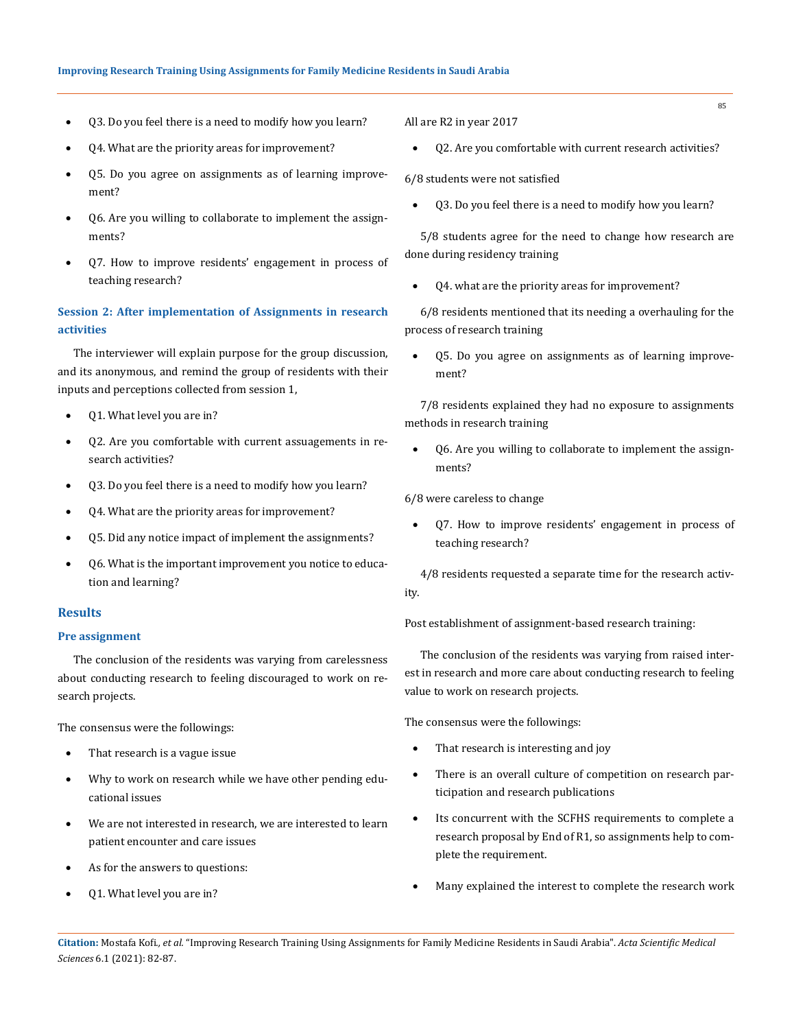- Q3. Do you feel there is a need to modify how you learn?
- Q4. What are the priority areas for improvement?
- Q5. Do you agree on assignments as of learning improvement?
- Q6. Are you willing to collaborate to implement the assignments?
- Q7. How to improve residents' engagement in process of teaching research?

### Session 2: After implementation of Assignments in research activities

The interviewer will explain purpose for the group discussion, and its anonymous, and remind the group of residents with their inputs and perceptions collected from session 1,

- Q1. What level you are in?
- Q2. Are you comfortable with current assuagements in research activities?
- Q3. Do you feel there is a need to modify how you learn?
- Q4. What are the priority areas for improvement?
- Q5. Did any notice impact of implement the assignments?
- Q6. What is the important improvement you notice to education and learning?

## Results

### Pre assignment

The conclusion of the residents was varying from carelessness about conducting research to feeling discouraged to work on research projects.

The consensus were the followings:

- That research is a vague issue
- Why to work on research while we have other pending educational issues
- We are not interested in research, we are interested to learn patient encounter and care issues
- As for the answers to questions:
- Q1. What level you are in?

All are R2 in year 2017

- Q2. Are you comfortable with current research activities?

6/8 students were not satisfied

- Q3. Do you feel there is a need to modify how you learn?

5/8 students agree for the need to change how research are done during residency training

- Q4. what are the priority areas for improvement?

6/8 residents mentioned that its needing a overhauling for the process of research training

- Q5. Do you agree on assignments as of learning improvement?

7/8 residents explained they had no exposure to assignments methods in research training

- Q6. Are you willing to collaborate to implement the assignments?

6/8 were careless to change

- Q7. How to improve residents' engagement in process of teaching research?

4/8 residents requested a separate time for the research activity.

Post establishment of assignment-based research training:

The conclusion of the residents was varying from raised interest in research and more care about conducting research to feeling value to work on research projects.

The consensus were the followings:

- That research is interesting and joy
- There is an overall culture of competition on research participation and research publications
- Its concurrent with the SCFHS requirements to complete a research proposal by End of R1, so assignments help to complete the requirement.
- Many explained the interest to complete the research work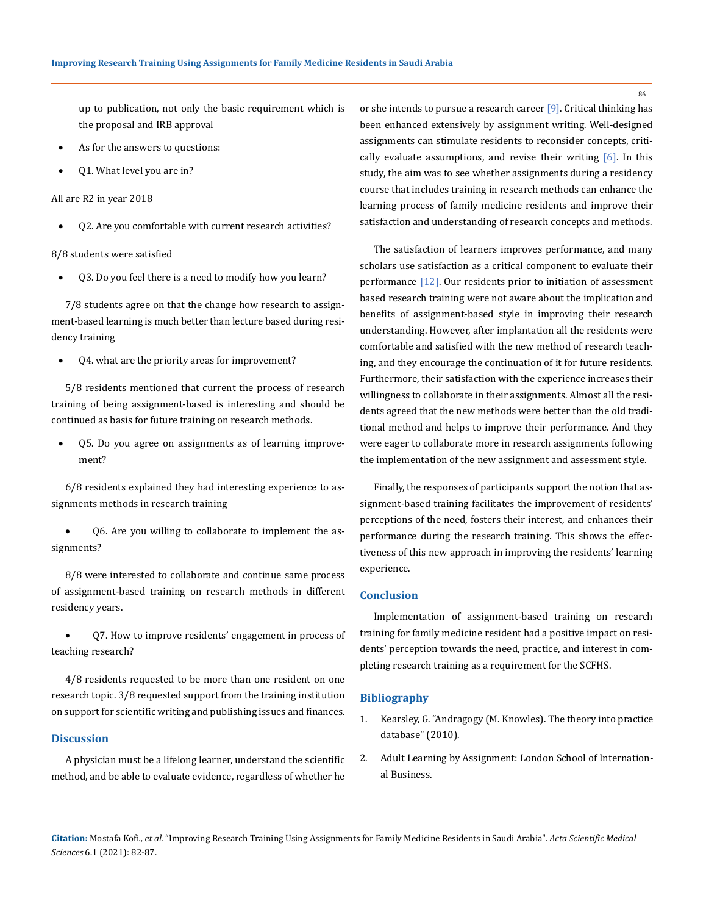up to publication, not only the basic requirement which is the proposal and IRB approval

- As for the answers to questions:
- Q1. What level you are in?

All are R2 in year 2018

- Q2. Are you comfortable with current research activities?

8/8 students were satisfied

- Q3. Do you feel there is a need to modify how you learn?

7/8 students agree on that the change how research to assignment-based learning is much better than lecture based during residency training

- Q4. what are the priority areas for improvement?

5/8 residents mentioned that current the process of research training of being assignment-based is interesting and should be continued as basis for future training on research methods.

- Q5. Do you agree on assignments as of learning improvement?

6/8 residents explained they had interesting experience to assignments methods in research training

- Q6. Are you willing to collaborate to implement the assignments?

8/8 were interested to collaborate and continue same process of assignment-based training on research methods in different residency years.

- Q7. How to improve residents' engagement in process of teaching research?

4/8 residents requested to be more than one resident on one research topic. 3/8 requested support from the training institution on support for scientific writing and publishing issues and finances.

## Discussion

A physician must be a lifelong learner, understand the scientific method, and be able to evaluate evidence, regardless of whether he or she intends to pursue a research career [9]. Critical thinking has been enhanced extensively by assignment writing. Well-designed assignments can stimulate residents to reconsider concepts, critically evaluate assumptions, and revise their writing [6]. In this study, the aim was to see whether assignments during a residency course that includes training in research methods can enhance the learning process of family medicine residents and improve their satisfaction and understanding of research concepts and methods.

The satisfaction of learners improves performance, and many scholars use satisfaction as a critical component to evaluate their performance [12]. Our residents prior to initiation of assessment based research training were not aware about the implication and benefits of assignment-based style in improving their research understanding. However, after implantation all the residents were comfortable and satisfied with the new method of research teaching, and they encourage the continuation of it for future residents. Furthermore, their satisfaction with the experience increases their willingness to collaborate in their assignments. Almost all the residents agreed that the new methods were better than the old traditional method and helps to improve their performance. And they were eager to collaborate more in research assignments following the implementation of the new assignment and assessment style.

Finally, the responses of participants support the notion that assignment-based training facilitates the improvement of residents' perceptions of the need, fosters their interest, and enhances their performance during the research training. This shows the effectiveness of this new approach in improving the residents' learning experience.

## Conclusion

Implementation of assignment-based training on research training for family medicine resident had a positive impact on residents' perception towards the need, practice, and interest in completing research training as a requirement for the SCFHS.

## Bibliography

1. Kearsley, G. "Andragogy (M. Knowles). The theory into practice database" (2010).
2. Adult Learning by Assignment: London School of International Business.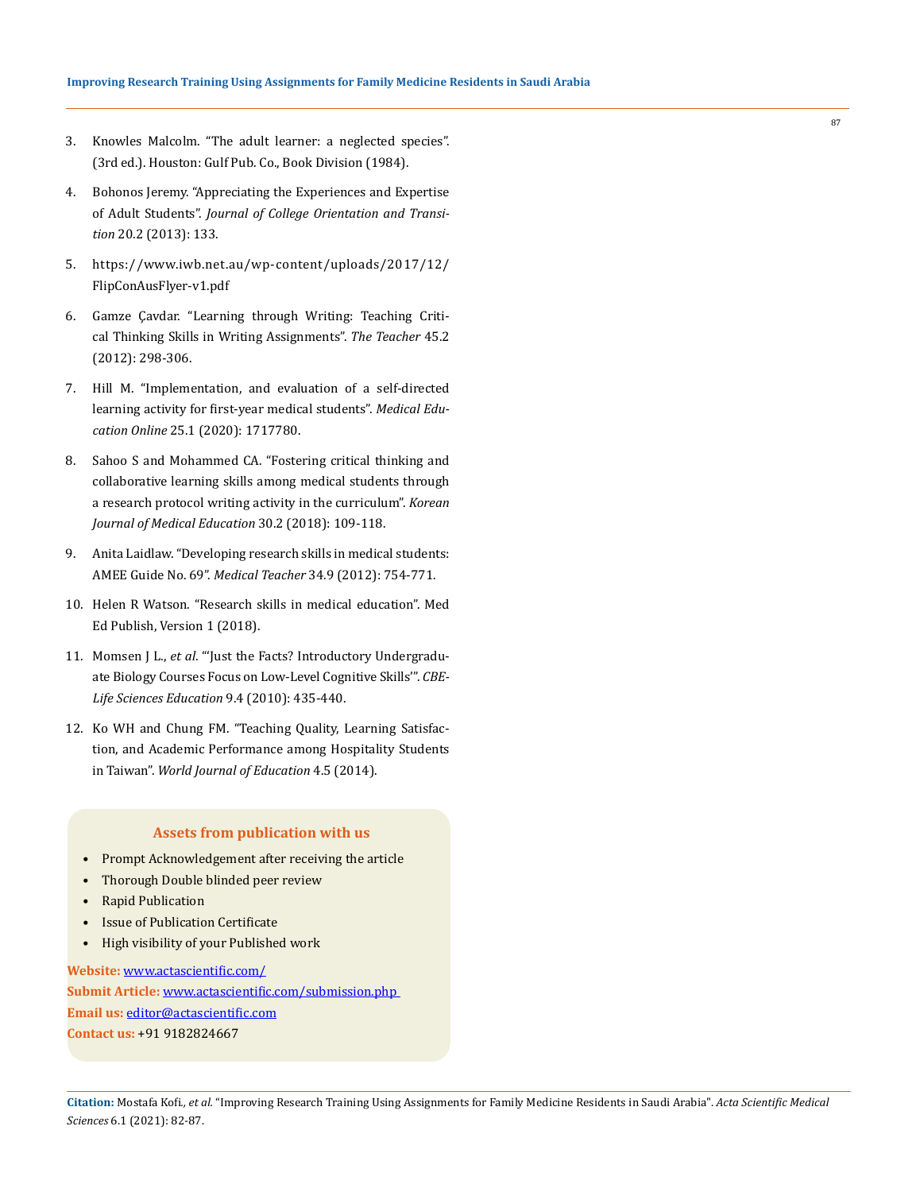3. Knowles Malcolm. "The adult learner: a neglected species". (3rd ed.). Houston: Gulf Pub. Co., Book Division (1984).

4. Bohonos Jeremy. "Appreciating the Experiences and Expertise of Adult Students". *Journal of College Orientation and Transition* 20.2 (2013): 133.

5. https://www.iwb.net.au/wp-content/uploads/2017/12/FlipConAusFlyer-v1.pdf

6. Gamze Çavdar. "Learning through Writing: Teaching Critical Thinking Skills in Writing Assignments". *The Teacher* 45.2 (2012): 298-306.

7. Hill M. "Implementation, and evaluation of a self-directed learning activity for first-year medical students". *Medical Education Online* 25.1 (2020): 1717780.

8. Sahoo S and Mohammed CA. "Fostering critical thinking and collaborative learning skills among medical students through a research protocol writing activity in the curriculum". *Korean Journal of Medical Education* 30.2 (2018): 109-118.

9. Anita Laidlaw. "Developing research skills in medical students: AMEE Guide No. 69". *Medical Teacher* 34.9 (2012): 754-771.

10. Helen R Watson. "Research skills in medical education". Med Ed Publish, Version 1 (2018).

11. Momsen J L., *et al*. "'Just the Facts? Introductory Undergraduate Biology Courses Focus on Low-Level Cognitive Skills'". *CBE-Life Sciences Education* 9.4 (2010): 435-440.

12. Ko WH and Chung FM. "Teaching Quality, Learning Satisfaction, and Academic Performance among Hospitality Students in Taiwan". *World Journal of Education* 4.5 (2014).

**Assets from publication with us**

- Prompt Acknowledgement after receiving the article
- Thorough Double blinded peer review
- Rapid Publication
- Issue of Publication Certificate
- High visibility of your Published work

**Website:** www.actascientific.com/
**Submit Article:** www.actascientific.com/submission.php
**Email us:** editor@actascientific.com
**Contact us:** +91 9182824667

**Citation:** Mostafa Kofi., *et al.* "Improving Research Training Using Assignments for Family Medicine Residents in Saudi Arabia". *Acta Scientific Medical Sciences* 6.1 (2021): 82-87.